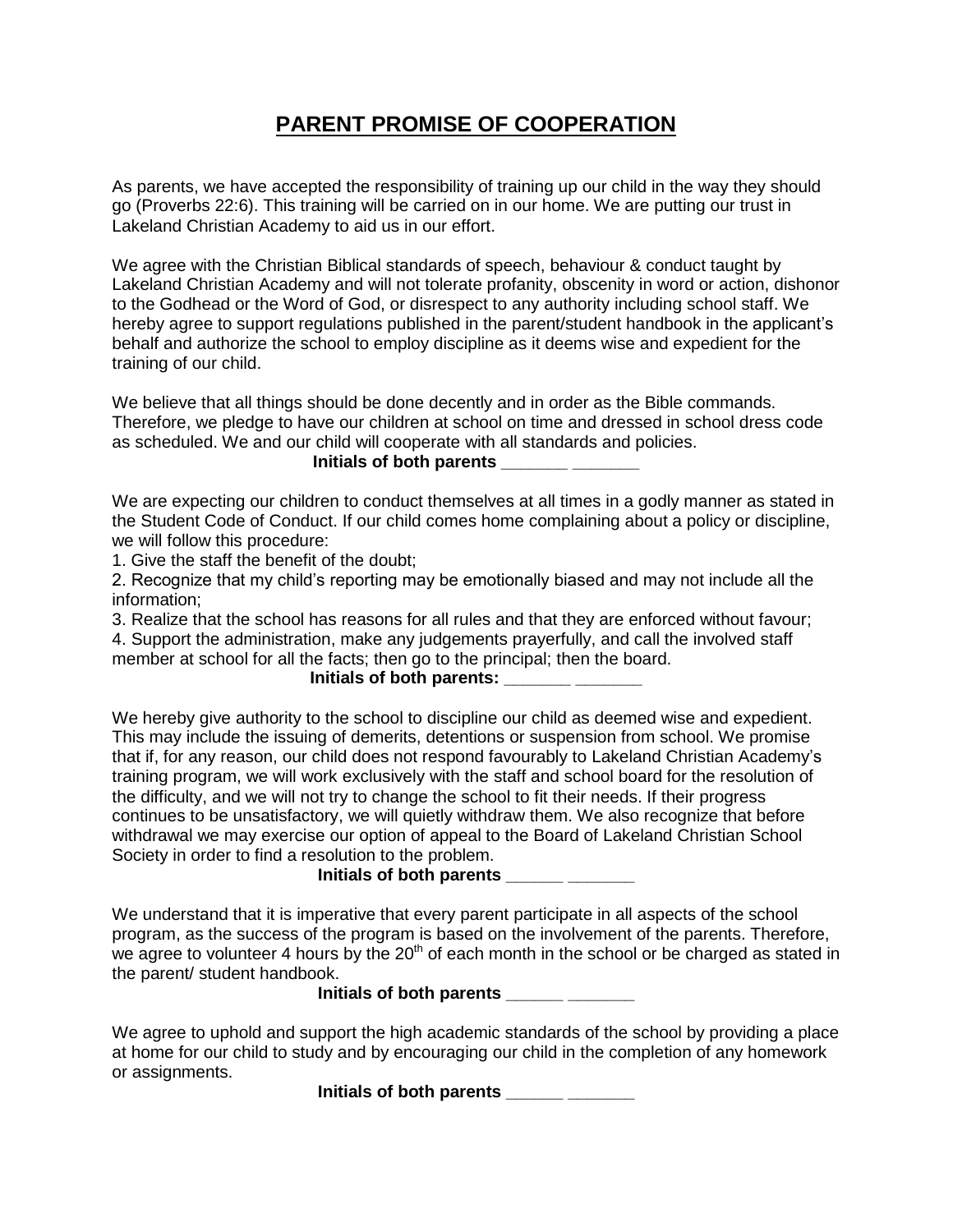# PARENT PROMISE OF COOPERATION

As parents, we have accepted the responsibility of training up our child in the way they should go (Proverbs 22:6). This training will be carried on in our home. We are putting our trust in Lakeland Christian Academy to aid us in our effort.

We agree with the Christian Biblical standards of speech, behaviour & conduct taught by Lakeland Christian Academy and will not tolerate profanity, obscenity in word or action, dishonor to the Godhead or the Word of God, or disrespect to any authority including school staff. We hereby agree to support regulations published in the parent/student handbook in the applicant's behalf and authorize the school to employ discipline as it deems wise and expedient for the training of our child.

We believe that all things should be done decently and in order as the Bible commands. Therefore, we pledge to have our children at school on time and dressed in school dress code as scheduled. We and our child will cooperate with all standards and policies.

**Initials of both parents _______ _______**

We are expecting our children to conduct themselves at all times in a godly manner as stated in the Student Code of Conduct. If our child comes home complaining about a policy or discipline, we will follow this procedure:

1. Give the staff the benefit of the doubt;
2. Recognize that my child's reporting may be emotionally biased and may not include all the information;
3. Realize that the school has reasons for all rules and that they are enforced without favour;
4. Support the administration, make any judgements prayerfully, and call the involved staff member at school for all the facts; then go to the principal; then the board.

**Initials of both parents: _______ _______**

We hereby give authority to the school to discipline our child as deemed wise and expedient. This may include the issuing of demerits, detentions or suspension from school. We promise that if, for any reason, our child does not respond favourably to Lakeland Christian Academy's training program, we will work exclusively with the staff and school board for the resolution of the difficulty, and we will not try to change the school to fit their needs. If their progress continues to be unsatisfactory, we will quietly withdraw them. We also recognize that before withdrawal we may exercise our option of appeal to the Board of Lakeland Christian School Society in order to find a resolution to the problem.

**Initials of both parents ______ _______**

We understand that it is imperative that every parent participate in all aspects of the school program, as the success of the program is based on the involvement of the parents. Therefore, we agree to volunteer 4 hours by the 20th of each month in the school or be charged as stated in the parent/ student handbook.

**Initials of both parents ______ _______**

We agree to uphold and support the high academic standards of the school by providing a place at home for our child to study and by encouraging our child in the completion of any homework or assignments.

**Initials of both parents ______ _______**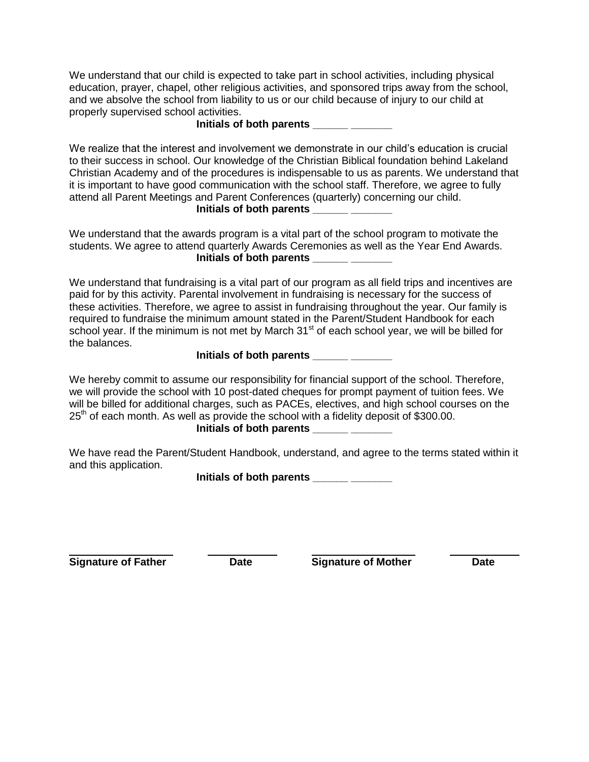We understand that our child is expected to take part in school activities, including physical education, prayer, chapel, other religious activities, and sponsored trips away from the school, and we absolve the school from liability to us or our child because of injury to our child at properly supervised school activities.

**Initials of both parents ______ _______**

We realize that the interest and involvement we demonstrate in our child's education is crucial to their success in school. Our knowledge of the Christian Biblical foundation behind Lakeland Christian Academy and of the procedures is indispensable to us as parents. We understand that it is important to have good communication with the school staff. Therefore, we agree to fully attend all Parent Meetings and Parent Conferences (quarterly) concerning our child.

**Initials of both parents ______ _______**

We understand that the awards program is a vital part of the school program to motivate the students. We agree to attend quarterly Awards Ceremonies as well as the Year End Awards.

**Initials of both parents ______ _______**

We understand that fundraising is a vital part of our program as all field trips and incentives are paid for by this activity. Parental involvement in fundraising is necessary for the success of these activities. Therefore, we agree to assist in fundraising throughout the year. Our family is required to fundraise the minimum amount stated in the Parent/Student Handbook for each school year. If the minimum is not met by March 31st of each school year, we will be billed for the balances.

**Initials of both parents ______ _______**

We hereby commit to assume our responsibility for financial support of the school. Therefore, we will provide the school with 10 post-dated cheques for prompt payment of tuition fees. We will be billed for additional charges, such as PACEs, electives, and high school courses on the 25th of each month. As well as provide the school with a fidelity deposit of $300.00.

**Initials of both parents ______ _______**

We have read the Parent/Student Handbook, understand, and agree to the terms stated within it and this application.

**Initials of both parents ______ _______**

| | | | |
|---|---|---|---|
| **Signature of Father** | **Date** | **Signature of Mother** | **Date** |